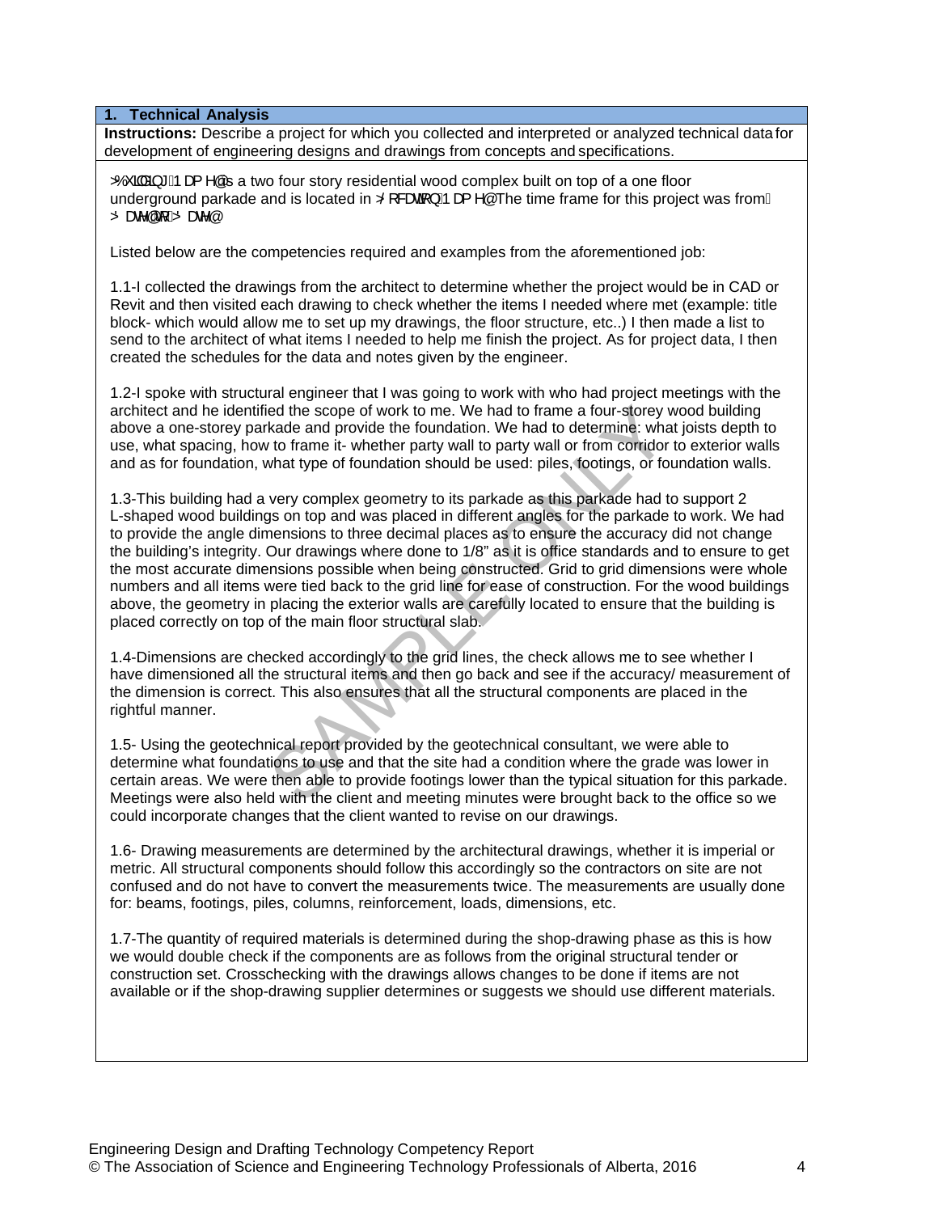| 1. Technical Analysis |
|---|
| **Instructions:** Describe a project for which you collected and interpreted or analyzed technical data for development of engineering designs and drawings from concepts and specifications. |

[Building Name] is a two four story residential wood complex built on top of a one floor underground parkade and is located in [Location Name]. The time frame for this project was from [Date] to [Date].

Listed below are the competencies required and examples from the aforementioned job:

1.1-I collected the drawings from the architect to determine whether the project would be in CAD or Revit and then visited each drawing to check whether the items I needed where met (example: title block- which would allow me to set up my drawings, the floor structure, etc..) I then made a list to send to the architect of what items I needed to help me finish the project. As for project data, I then created the schedules for the data and notes given by the engineer.

1.2-I spoke with structural engineer that I was going to work with who had project meetings with the architect and he identified the scope of work to me. We had to frame a four-storey wood building above a one-storey parkade and provide the foundation. We had to determine: what joists depth to use, what spacing, how to frame it- whether party wall to party wall or from corridor to exterior walls and as for foundation, what type of foundation should be used: piles, footings, or foundation walls.

1.3-This building had a very complex geometry to its parkade as this parkade had to support 2 L-shaped wood buildings on top and was placed in different angles for the parkade to work. We had to provide the angle dimensions to three decimal places as to ensure the accuracy did not change the building's integrity. Our drawings where done to 1/8" as it is office standards and to ensure to get the most accurate dimensions possible when being constructed. Grid to grid dimensions were whole numbers and all items were tied back to the grid line for ease of construction. For the wood buildings above, the geometry in placing the exterior walls are carefully located to ensure that the building is placed correctly on top of the main floor structural slab.

1.4-Dimensions are checked accordingly to the grid lines, the check allows me to see whether I have dimensioned all the structural items and then go back and see if the accuracy/ measurement of the dimension is correct. This also ensures that all the structural components are placed in the rightful manner.

1.5- Using the geotechnical report provided by the geotechnical consultant, we were able to determine what foundations to use and that the site had a condition where the grade was lower in certain areas. We were then able to provide footings lower than the typical situation for this parkade. Meetings were also held with the client and meeting minutes were brought back to the office so we could incorporate changes that the client wanted to revise on our drawings.

1.6- Drawing measurements are determined by the architectural drawings, whether it is imperial or metric. All structural components should follow this accordingly so the contractors on site are not confused and do not have to convert the measurements twice. The measurements are usually done for: beams, footings, piles, columns, reinforcement, loads, dimensions, etc.

1.7-The quantity of required materials is determined during the shop-drawing phase as this is how we would double check if the components are as follows from the original structural tender or construction set. Crosschecking with the drawings allows changes to be done if items are not available or if the shop-drawing supplier determines or suggests we should use different materials.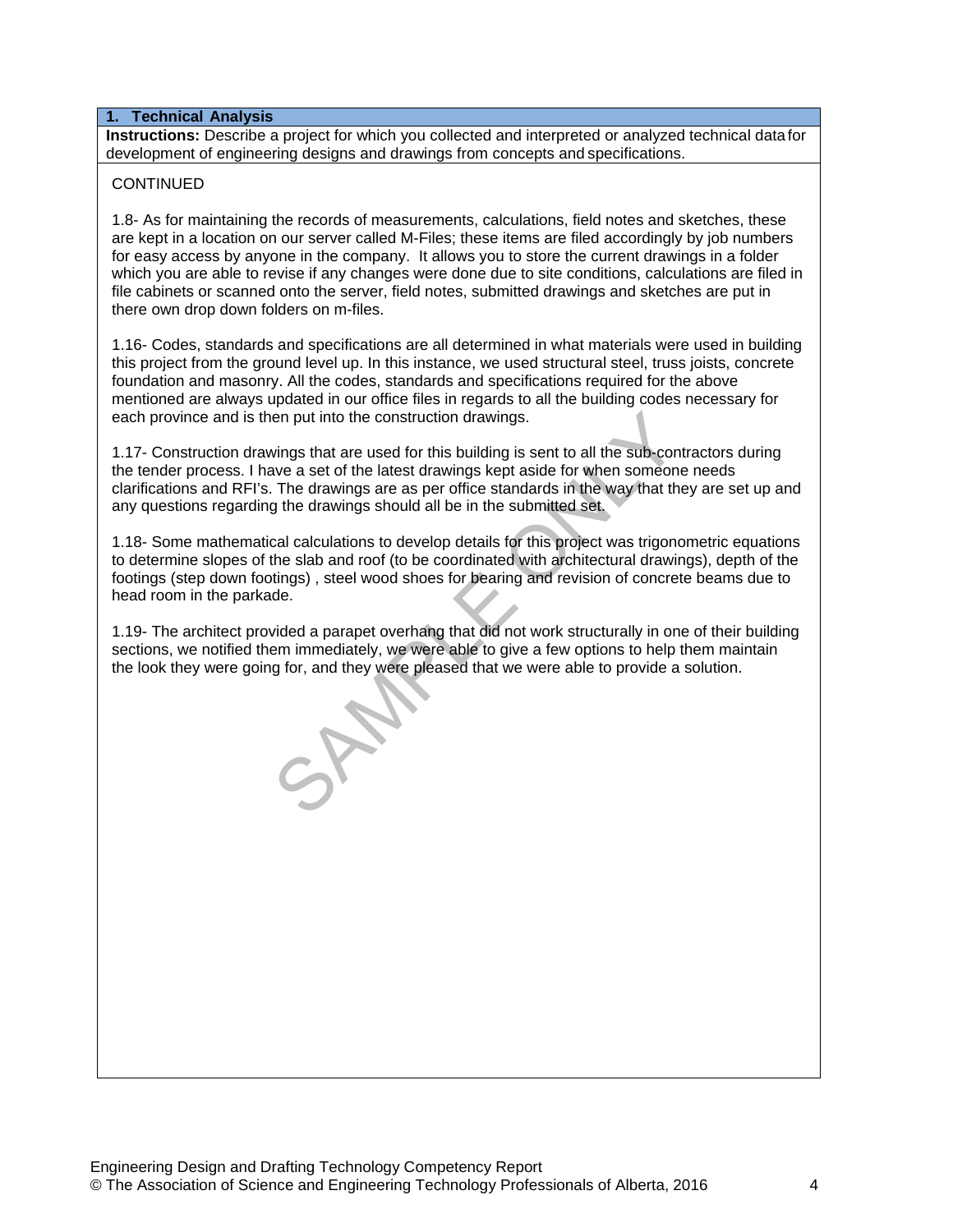| 1. Technical Analysis |
| --- |
| **Instructions:** Describe a project for which you collected and interpreted or analyzed technical data for development of engineering designs and drawings from concepts and specifications. |

CONTINUED

1.8- As for maintaining the records of measurements, calculations, field notes and sketches, these are kept in a location on our server called M-Files; these items are filed accordingly by job numbers for easy access by anyone in the company. It allows you to store the current drawings in a folder which you are able to revise if any changes were done due to site conditions, calculations are filed in file cabinets or scanned onto the server, field notes, submitted drawings and sketches are put in there own drop down folders on m-files.

1.16- Codes, standards and specifications are all determined in what materials were used in building this project from the ground level up. In this instance, we used structural steel, truss joists, concrete foundation and masonry. All the codes, standards and specifications required for the above mentioned are always updated in our office files in regards to all the building codes necessary for each province and is then put into the construction drawings.

1.17- Construction drawings that are used for this building is sent to all the sub-contractors during the tender process. I have a set of the latest drawings kept aside for when someone needs clarifications and RFI's. The drawings are as per office standards in the way that they are set up and any questions regarding the drawings should all be in the submitted set.

1.18- Some mathematical calculations to develop details for this project was trigonometric equations to determine slopes of the slab and roof (to be coordinated with architectural drawings), depth of the footings (step down footings) , steel wood shoes for bearing and revision of concrete beams due to head room in the parkade.

1.19- The architect provided a parapet overhang that did not work structurally in one of their building sections, we notified them immediately, we were able to give a few options to help them maintain the look they were going for, and they were pleased that we were able to provide a solution.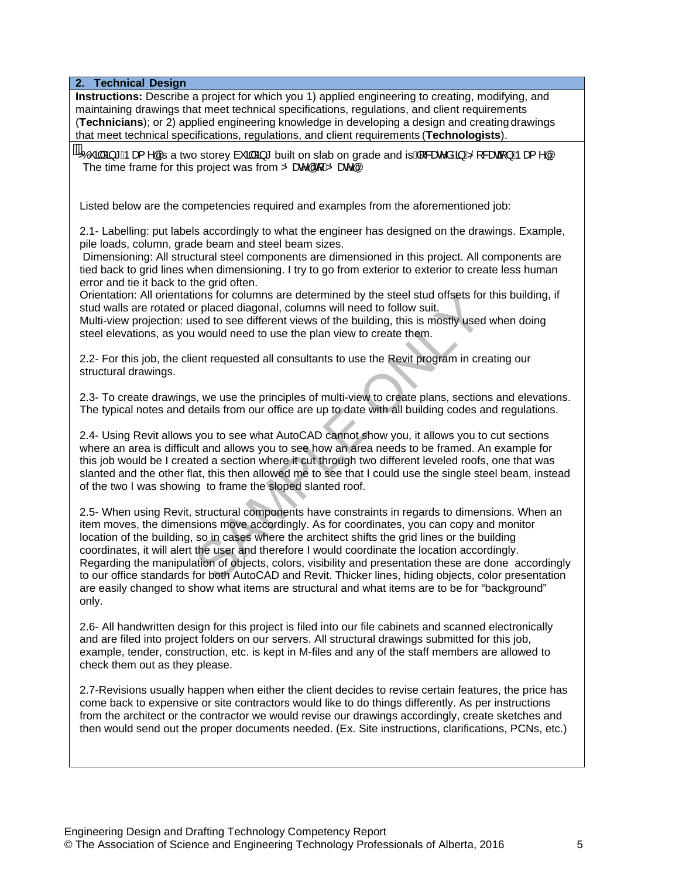**2. Technical Design**

**Instructions:** Describe a project for which you 1) applied engineering to creating, modifying, and maintaining drawings that meet technical specifications, regulations, and client requirements (**Technicians**); or 2) applied engineering knowledge in developing a design and creating drawings that meet technical specifications, regulations, and client requirements (**Technologists**).

[Building Name] is a two storey building built on slab on grade and is located in [Location Name]. The time frame for this project was from [Date] to [Date].

Listed below are the competencies required and examples from the aforementioned job:

2.1- Labelling: put labels accordingly to what the engineer has designed on the drawings. Example, pile loads, column, grade beam and steel beam sizes.
Dimensioning: All structural steel components are dimensioned in this project. All components are tied back to grid lines when dimensioning. I try to go from exterior to exterior to create less human error and tie it back to the grid often.
Orientation: All orientations for columns are determined by the steel stud offsets for this building, if stud walls are rotated or placed diagonal, columns will need to follow suit.
Multi-view projection: used to see different views of the building, this is mostly used when doing steel elevations, as you would need to use the plan view to create them.

2.2- For this job, the client requested all consultants to use the Revit program in creating our structural drawings.

2.3- To create drawings, we use the principles of multi-view to create plans, sections and elevations. The typical notes and details from our office are up to date with all building codes and regulations.

2.4- Using Revit allows you to see what AutoCAD cannot show you, it allows you to cut sections where an area is difficult and allows you to see how an area needs to be framed. An example for this job would be I created a section where it cut through two different leveled roofs, one that was slanted and the other flat, this then allowed me to see that I could use the single steel beam, instead of the two I was showing to frame the sloped slanted roof.

2.5- When using Revit, structural components have constraints in regards to dimensions. When an item moves, the dimensions move accordingly. As for coordinates, you can copy and monitor location of the building, so in cases where the architect shifts the grid lines or the building coordinates, it will alert the user and therefore I would coordinate the location accordingly. Regarding the manipulation of objects, colors, visibility and presentation these are done accordingly to our office standards for both AutoCAD and Revit. Thicker lines, hiding objects, color presentation are easily changed to show what items are structural and what items are to be for "background" only.

2.6- All handwritten design for this project is filed into our file cabinets and scanned electronically and are filed into project folders on our servers. All structural drawings submitted for this job, example, tender, construction, etc. is kept in M-files and any of the staff members are allowed to check them out as they please.

2.7-Revisions usually happen when either the client decides to revise certain features, the price has come back to expensive or site contractors would like to do things differently. As per instructions from the architect or the contractor we would revise our drawings accordingly, create sketches and then would send out the proper documents needed. (Ex. Site instructions, clarifications, PCNs, etc.)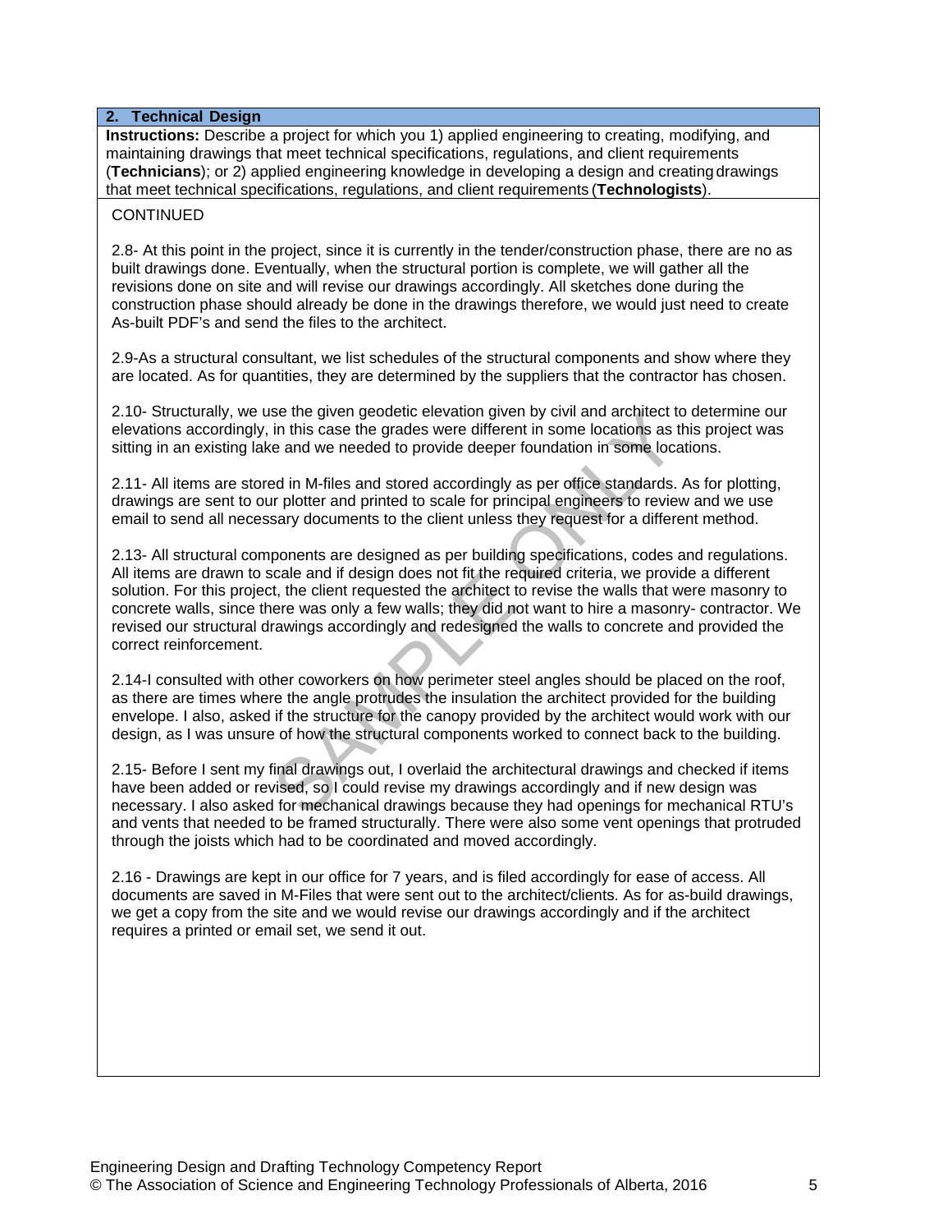## 2. Technical Design

**Instructions:** Describe a project for which you 1) applied engineering to creating, modifying, and maintaining drawings that meet technical specifications, regulations, and client requirements (**Technicians**); or 2) applied engineering knowledge in developing a design and creating drawings that meet technical specifications, regulations, and client requirements (**Technologists**).

CONTINUED

2.8- At this point in the project, since it is currently in the tender/construction phase, there are no as built drawings done. Eventually, when the structural portion is complete, we will gather all the revisions done on site and will revise our drawings accordingly. All sketches done during the construction phase should already be done in the drawings therefore, we would just need to create As-built PDF's and send the files to the architect.

2.9-As a structural consultant, we list schedules of the structural components and show where they are located. As for quantities, they are determined by the suppliers that the contractor has chosen.

2.10- Structurally, we use the given geodetic elevation given by civil and architect to determine our elevations accordingly, in this case the grades were different in some locations as this project was sitting in an existing lake and we needed to provide deeper foundation in some locations.

2.11- All items are stored in M-files and stored accordingly as per office standards. As for plotting, drawings are sent to our plotter and printed to scale for principal engineers to review and we use email to send all necessary documents to the client unless they request for a different method.

2.13- All structural components are designed as per building specifications, codes and regulations. All items are drawn to scale and if design does not fit the required criteria, we provide a different solution. For this project, the client requested the architect to revise the walls that were masonry to concrete walls, since there was only a few walls; they did not want to hire a masonry- contractor. We revised our structural drawings accordingly and redesigned the walls to concrete and provided the correct reinforcement.

2.14-I consulted with other coworkers on how perimeter steel angles should be placed on the roof, as there are times where the angle protrudes the insulation the architect provided for the building envelope. I also, asked if the structure for the canopy provided by the architect would work with our design, as I was unsure of how the structural components worked to connect back to the building.

2.15- Before I sent my final drawings out, I overlaid the architectural drawings and checked if items have been added or revised, so I could revise my drawings accordingly and if new design was necessary. I also asked for mechanical drawings because they had openings for mechanical RTU's and vents that needed to be framed structurally. There were also some vent openings that protruded through the joists which had to be coordinated and moved accordingly.

2.16 - Drawings are kept in our office for 7 years, and is filed accordingly for ease of access. All documents are saved in M-Files that were sent out to the architect/clients. As for as-build drawings, we get a copy from the site and we would revise our drawings accordingly and if the architect requires a printed or email set, we send it out.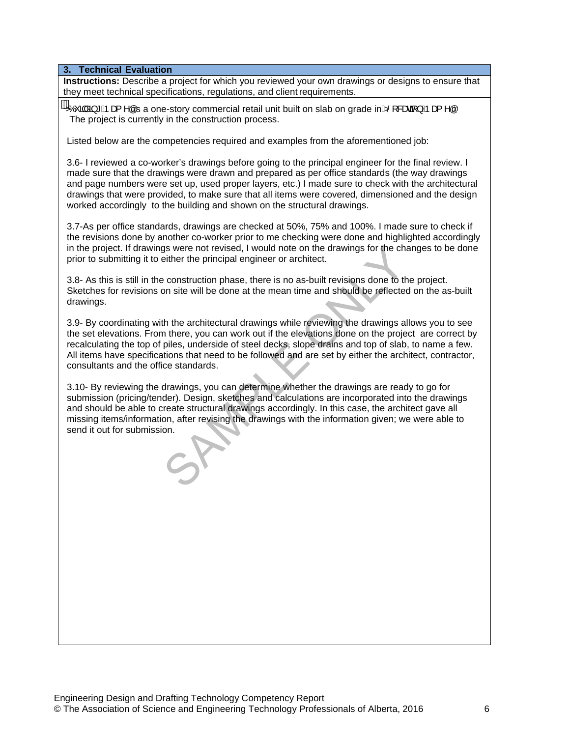**3. Technical Evaluation**

**Instructions:** Describe a project for which you reviewed your own drawings or designs to ensure that they meet technical specifications, regulations, and client requirements.

[Building Name]s a one-story commercial retail unit built on slab on grade in [Location Name]. The project is currently in the construction process.

Listed below are the competencies required and examples from the aforementioned job:

3.6- I reviewed a co-worker's drawings before going to the principal engineer for the final review. I made sure that the drawings were drawn and prepared as per office standards (the way drawings and page numbers were set up, used proper layers, etc.) I made sure to check with the architectural drawings that were provided, to make sure that all items were covered, dimensioned and the design worked accordingly to the building and shown on the structural drawings.

3.7-As per office standards, drawings are checked at 50%, 75% and 100%. I made sure to check if the revisions done by another co-worker prior to me checking were done and highlighted accordingly in the project. If drawings were not revised, I would note on the drawings for the changes to be done prior to submitting it to either the principal engineer or architect.

3.8- As this is still in the construction phase, there is no as-built revisions done to the project. Sketches for revisions on site will be done at the mean time and should be reflected on the as-built drawings.

3.9- By coordinating with the architectural drawings while reviewing the drawings allows you to see the set elevations. From there, you can work out if the elevations done on the project are correct by recalculating the top of piles, underside of steel decks, slope drains and top of slab, to name a few. All items have specifications that need to be followed and are set by either the architect, contractor, consultants and the office standards.

3.10- By reviewing the drawings, you can determine whether the drawings are ready to go for submission (pricing/tender). Design, sketches and calculations are incorporated into the drawings and should be able to create structural drawings accordingly. In this case, the architect gave all missing items/information, after revising the drawings with the information given; we were able to send it out for submission.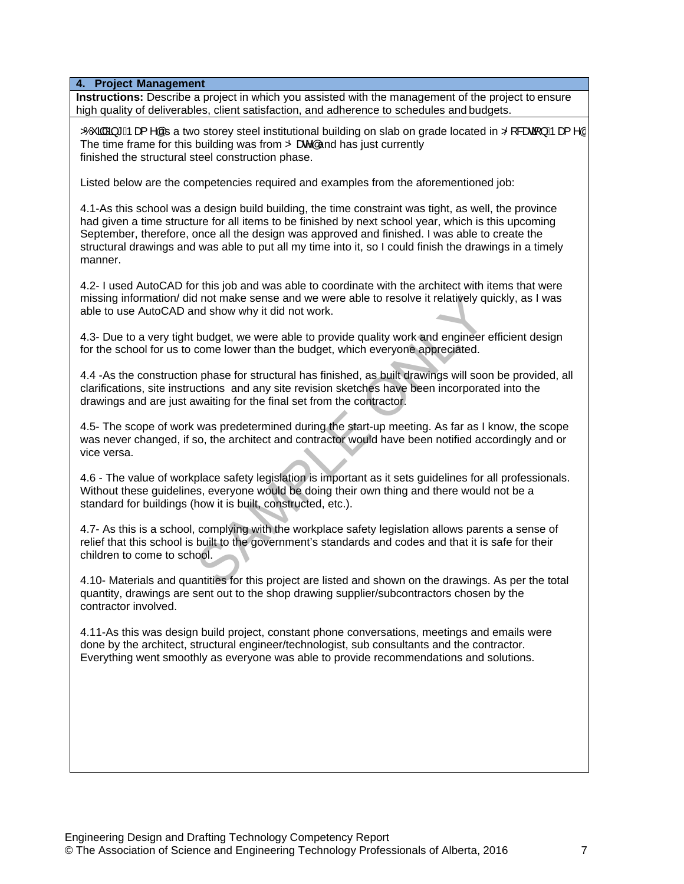**4. Project Management**

**Instructions:** Describe a project in which you assisted with the management of the project to ensure high quality of deliverables, client satisfaction, and adherence to schedules and budgets.

>%XLOGLQJ 1DPH@s a two storey steel institutional building on slab on grade located in >/RFDWLRQ 1DPH@ The time frame for this building was from > DWH@and has just currently finished the structural steel construction phase.

Listed below are the competencies required and examples from the aforementioned job:

4.1-As this school was a design build building, the time constraint was tight, as well, the province had given a time structure for all items to be finished by next school year, which is this upcoming September, therefore, once all the design was approved and finished. I was able to create the structural drawings and was able to put all my time into it, so I could finish the drawings in a timely manner.

4.2- I used AutoCAD for this job and was able to coordinate with the architect with items that were missing information/ did not make sense and we were able to resolve it relatively quickly, as I was able to use AutoCAD and show why it did not work.

4.3- Due to a very tight budget, we were able to provide quality work and engineer efficient design for the school for us to come lower than the budget, which everyone appreciated.

4.4 -As the construction phase for structural has finished, as built drawings will soon be provided, all clarifications, site instructions and any site revision sketches have been incorporated into the drawings and are just awaiting for the final set from the contractor.

4.5- The scope of work was predetermined during the start-up meeting. As far as I know, the scope was never changed, if so, the architect and contractor would have been notified accordingly and or vice versa.

4.6 - The value of workplace safety legislation is important as it sets guidelines for all professionals. Without these guidelines, everyone would be doing their own thing and there would not be a standard for buildings (how it is built, constructed, etc.).

4.7- As this is a school, complying with the workplace safety legislation allows parents a sense of relief that this school is built to the government's standards and codes and that it is safe for their children to come to school.

4.10- Materials and quantities for this project are listed and shown on the drawings. As per the total quantity, drawings are sent out to the shop drawing supplier/subcontractors chosen by the contractor involved.

4.11-As this was design build project, constant phone conversations, meetings and emails were done by the architect, structural engineer/technologist, sub consultants and the contractor. Everything went smoothly as everyone was able to provide recommendations and solutions.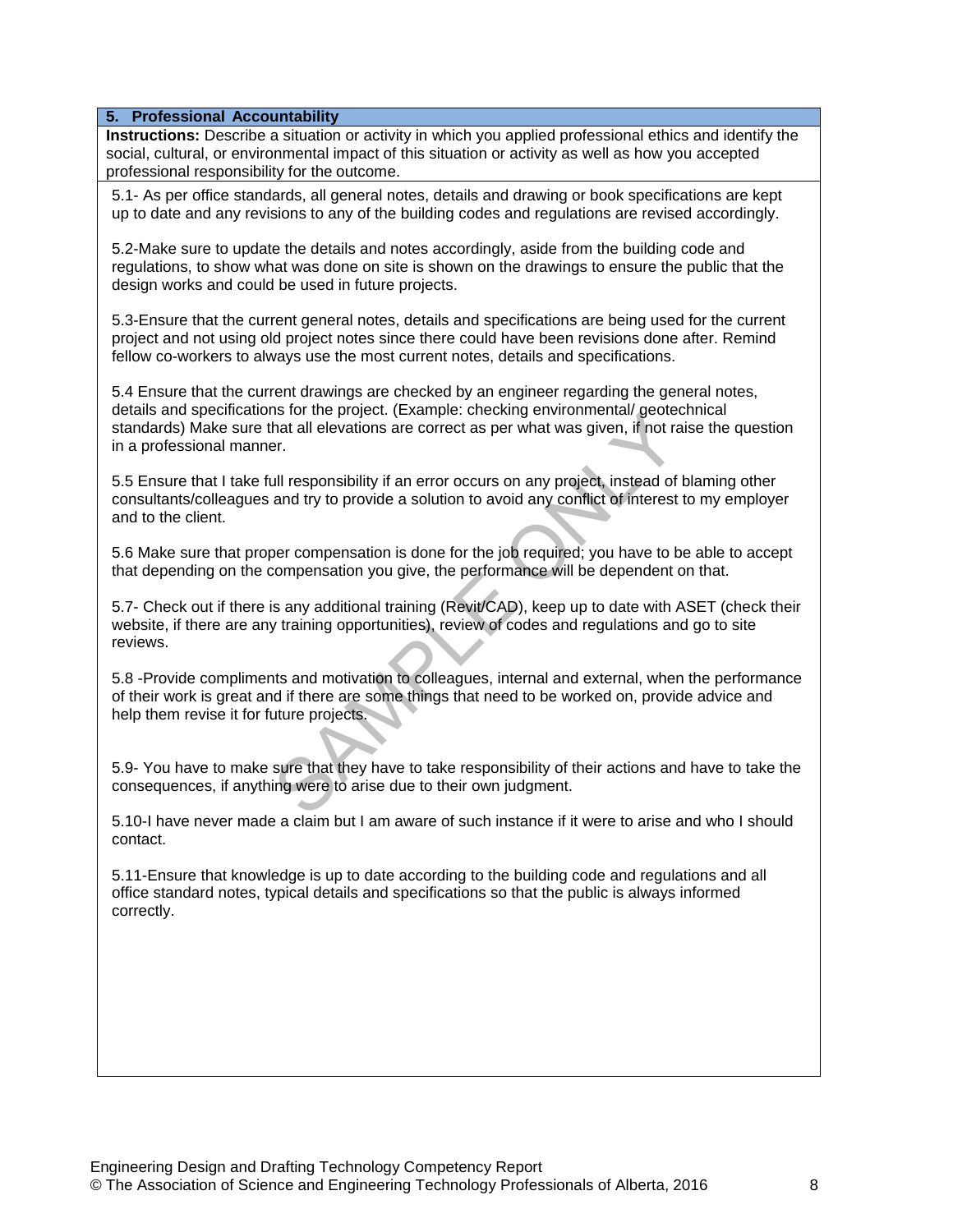## 5. Professional Accountability

**Instructions:** Describe a situation or activity in which you applied professional ethics and identify the social, cultural, or environmental impact of this situation or activity as well as how you accepted professional responsibility for the outcome.

5.1- As per office standards, all general notes, details and drawing or book specifications are kept up to date and any revisions to any of the building codes and regulations are revised accordingly.

5.2-Make sure to update the details and notes accordingly, aside from the building code and regulations, to show what was done on site is shown on the drawings to ensure the public that the design works and could be used in future projects.

5.3-Ensure that the current general notes, details and specifications are being used for the current project and not using old project notes since there could have been revisions done after. Remind fellow co-workers to always use the most current notes, details and specifications.

5.4 Ensure that the current drawings are checked by an engineer regarding the general notes, details and specifications for the project. (Example: checking environmental/ geotechnical standards) Make sure that all elevations are correct as per what was given, if not raise the question in a professional manner.

5.5 Ensure that I take full responsibility if an error occurs on any project, instead of blaming other consultants/colleagues and try to provide a solution to avoid any conflict of interest to my employer and to the client.

5.6 Make sure that proper compensation is done for the job required; you have to be able to accept that depending on the compensation you give, the performance will be dependent on that.

5.7- Check out if there is any additional training (Revit/CAD), keep up to date with ASET (check their website, if there are any training opportunities), review of codes and regulations and go to site reviews.

5.8 -Provide compliments and motivation to colleagues, internal and external, when the performance of their work is great and if there are some things that need to be worked on, provide advice and help them revise it for future projects.

5.9- You have to make sure that they have to take responsibility of their actions and have to take the consequences, if anything were to arise due to their own judgment.

5.10-I have never made a claim but I am aware of such instance if it were to arise and who I should contact.

5.11-Ensure that knowledge is up to date according to the building code and regulations and all office standard notes, typical details and specifications so that the public is always informed correctly.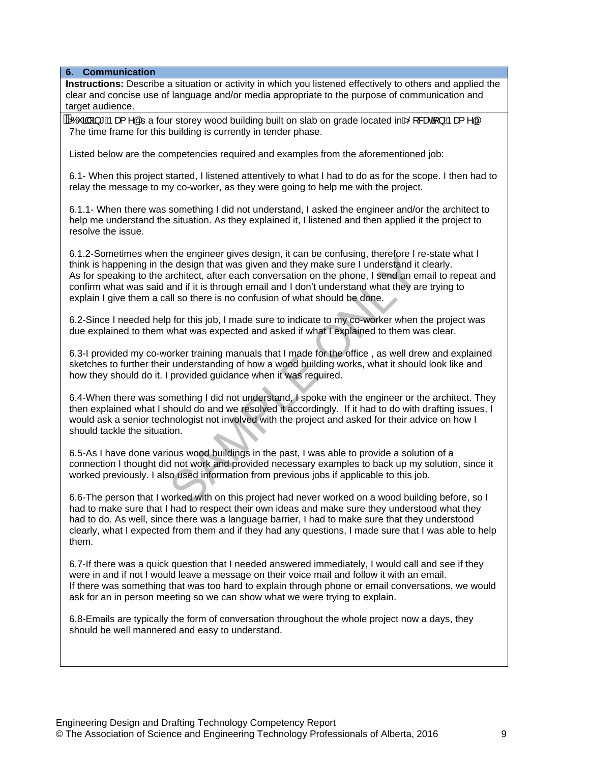| 6. Communication |
|---|
| **Instructions:** Describe a situation or activity in which you listened effectively to others and applied the clear and concise use of language and/or media appropriate to the purpose of communication and target audience. |

[Building Name] is a four storey wood building built on slab on grade located in [Location Name]. The time frame for this building is currently in tender phase.

Listed below are the competencies required and examples from the aforementioned job:

6.1- When this project started, I listened attentively to what I had to do as for the scope. I then had to relay the message to my co-worker, as they were going to help me with the project.

6.1.1- When there was something I did not understand, I asked the engineer and/or the architect to help me understand the situation. As they explained it, I listened and then applied it the project to resolve the issue.

6.1.2-Sometimes when the engineer gives design, it can be confusing, therefore I re-state what I think is happening in the design that was given and they make sure I understand it clearly. As for speaking to the architect, after each conversation on the phone, I send an email to repeat and confirm what was said and if it is through email and I don't understand what they are trying to explain I give them a call so there is no confusion of what should be done.

6.2-Since I needed help for this job, I made sure to indicate to my co-worker when the project was due explained to them what was expected and asked if what I explained to them was clear.

6.3-I provided my co-worker training manuals that I made for the office , as well drew and explained sketches to further their understanding of how a wood building works, what it should look like and how they should do it. I provided guidance when it was required.

6.4-When there was something I did not understand, I spoke with the engineer or the architect. They then explained what I should do and we resolved it accordingly. If it had to do with drafting issues, I would ask a senior technologist not involved with the project and asked for their advice on how I should tackle the situation.

6.5-As I have done various wood buildings in the past, I was able to provide a solution of a connection I thought did not work and provided necessary examples to back up my solution, since it worked previously. I also used information from previous jobs if applicable to this job.

6.6-The person that I worked with on this project had never worked on a wood building before, so I had to make sure that I had to respect their own ideas and make sure they understood what they had to do. As well, since there was a language barrier, I had to make sure that they understood clearly, what I expected from them and if they had any questions, I made sure that I was able to help them.

6.7-If there was a quick question that I needed answered immediately, I would call and see if they were in and if not I would leave a message on their voice mail and follow it with an email. If there was something that was too hard to explain through phone or email conversations, we would ask for an in person meeting so we can show what we were trying to explain.

6.8-Emails are typically the form of conversation throughout the whole project now a days, they should be well mannered and easy to understand.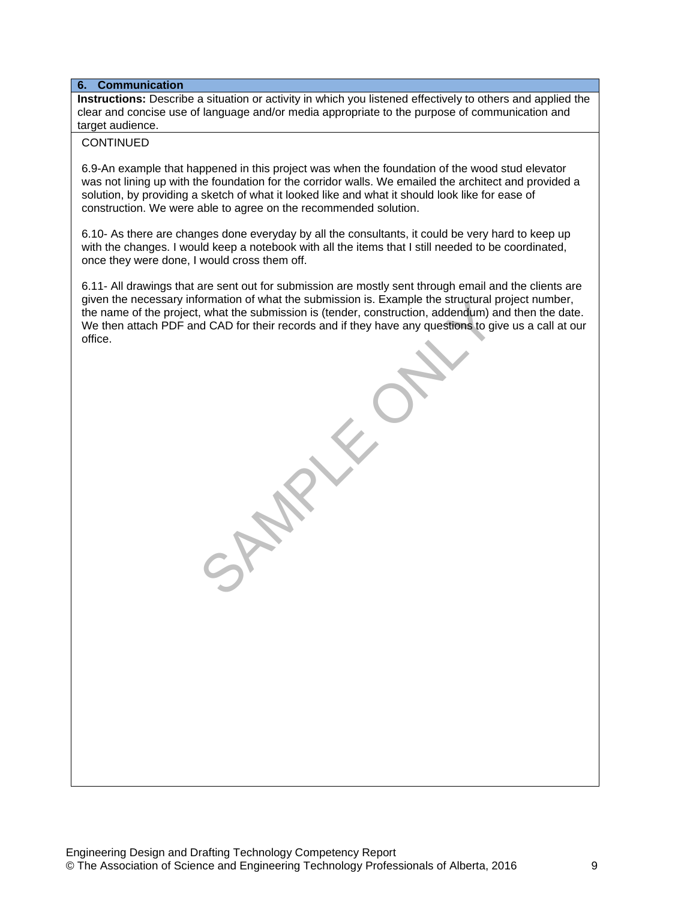**6. Communication**

**Instructions:** Describe a situation or activity in which you listened effectively to others and applied the clear and concise use of language and/or media appropriate to the purpose of communication and target audience.

CONTINUED

6.9-An example that happened in this project was when the foundation of the wood stud elevator was not lining up with the foundation for the corridor walls. We emailed the architect and provided a solution, by providing a sketch of what it looked like and what it should look like for ease of construction. We were able to agree on the recommended solution.

6.10- As there are changes done everyday by all the consultants, it could be very hard to keep up with the changes. I would keep a notebook with all the items that I still needed to be coordinated, once they were done, I would cross them off.

6.11- All drawings that are sent out for submission are mostly sent through email and the clients are given the necessary information of what the submission is. Example the structural project number, the name of the project, what the submission is (tender, construction, addendum) and then the date. We then attach PDF and CAD for their records and if they have any questions to give us a call at our office.

SAMPLE ONLY

Engineering Design and Drafting Technology Competency Report
© The Association of Science and Engineering Technology Professionals of Alberta, 2016